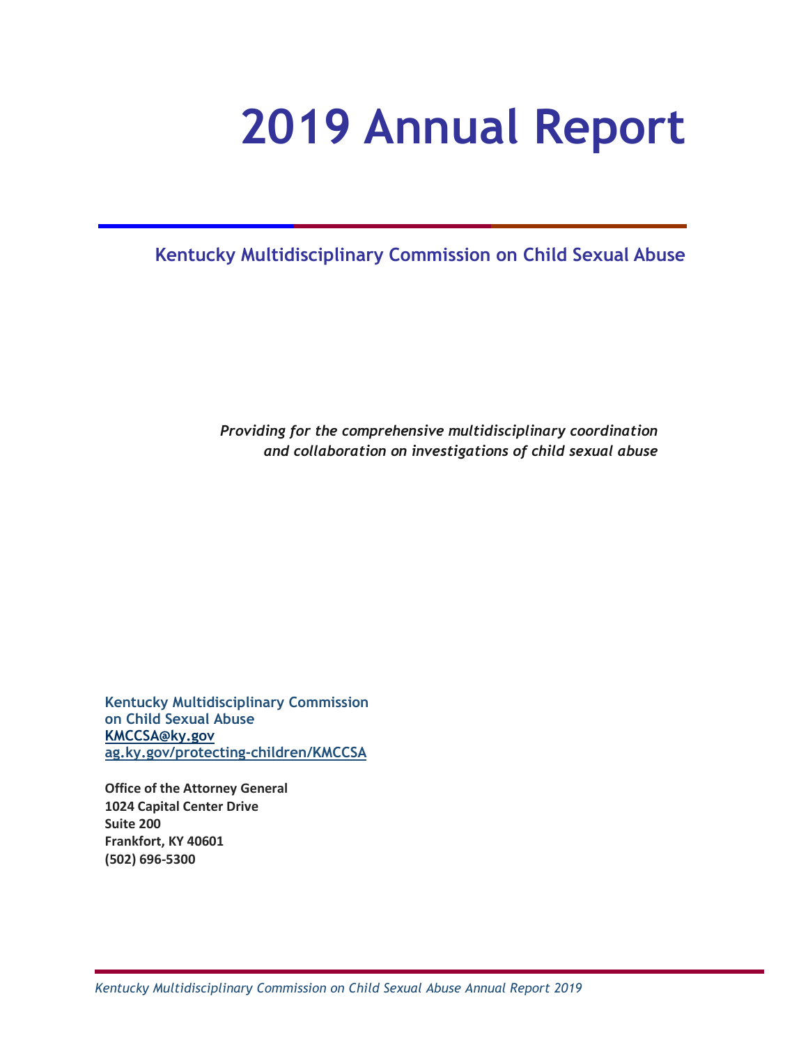# 2019 Annual Report

## Kentucky Multidisciplinary Commission on Child Sexual Abuse

*Providing for the comprehensive multidisciplinary coordination and collaboration on investigations of child sexual abuse*

**Kentucky Multidisciplinary Commission on Child Sexual Abuse**
**KMCCSA@ky.gov**
**ag.ky.gov/protecting-children/KMCCSA**

**Office of the Attorney General**
**1024 Capital Center Drive**
**Suite 200**
**Frankfort, KY 40601**
**(502) 696-5300**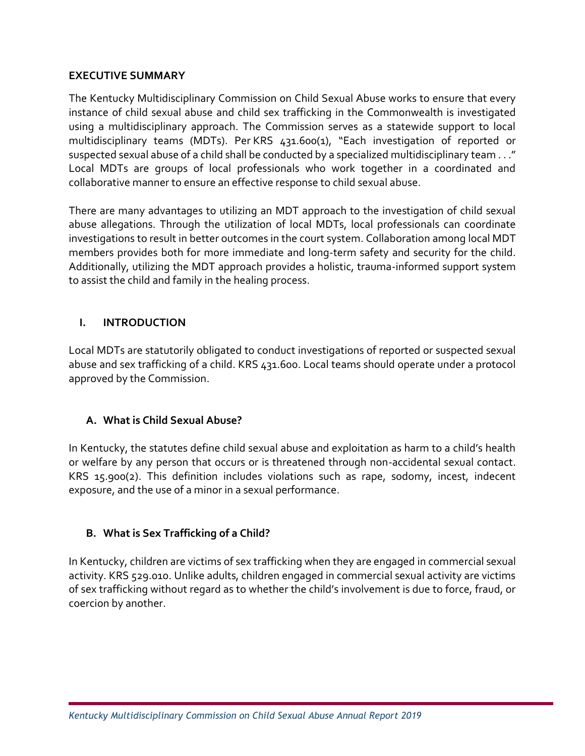## EXECUTIVE SUMMARY

The Kentucky Multidisciplinary Commission on Child Sexual Abuse works to ensure that every instance of child sexual abuse and child sex trafficking in the Commonwealth is investigated using a multidisciplinary approach. The Commission serves as a statewide support to local multidisciplinary teams (MDTs). Per KRS 431.600(1), "Each investigation of reported or suspected sexual abuse of a child shall be conducted by a specialized multidisciplinary team . . ." Local MDTs are groups of local professionals who work together in a coordinated and collaborative manner to ensure an effective response to child sexual abuse.

There are many advantages to utilizing an MDT approach to the investigation of child sexual abuse allegations. Through the utilization of local MDTs, local professionals can coordinate investigations to result in better outcomes in the court system. Collaboration among local MDT members provides both for more immediate and long-term safety and security for the child. Additionally, utilizing the MDT approach provides a holistic, trauma-informed support system to assist the child and family in the healing process.

## I. INTRODUCTION

Local MDTs are statutorily obligated to conduct investigations of reported or suspected sexual abuse and sex trafficking of a child. KRS 431.600. Local teams should operate under a protocol approved by the Commission.

### A. What is Child Sexual Abuse?

In Kentucky, the statutes define child sexual abuse and exploitation as harm to a child's health or welfare by any person that occurs or is threatened through non-accidental sexual contact. KRS 15.900(2). This definition includes violations such as rape, sodomy, incest, indecent exposure, and the use of a minor in a sexual performance.

### B. What is Sex Trafficking of a Child?

In Kentucky, children are victims of sex trafficking when they are engaged in commercial sexual activity. KRS 529.010. Unlike adults, children engaged in commercial sexual activity are victims of sex trafficking without regard as to whether the child's involvement is due to force, fraud, or coercion by another.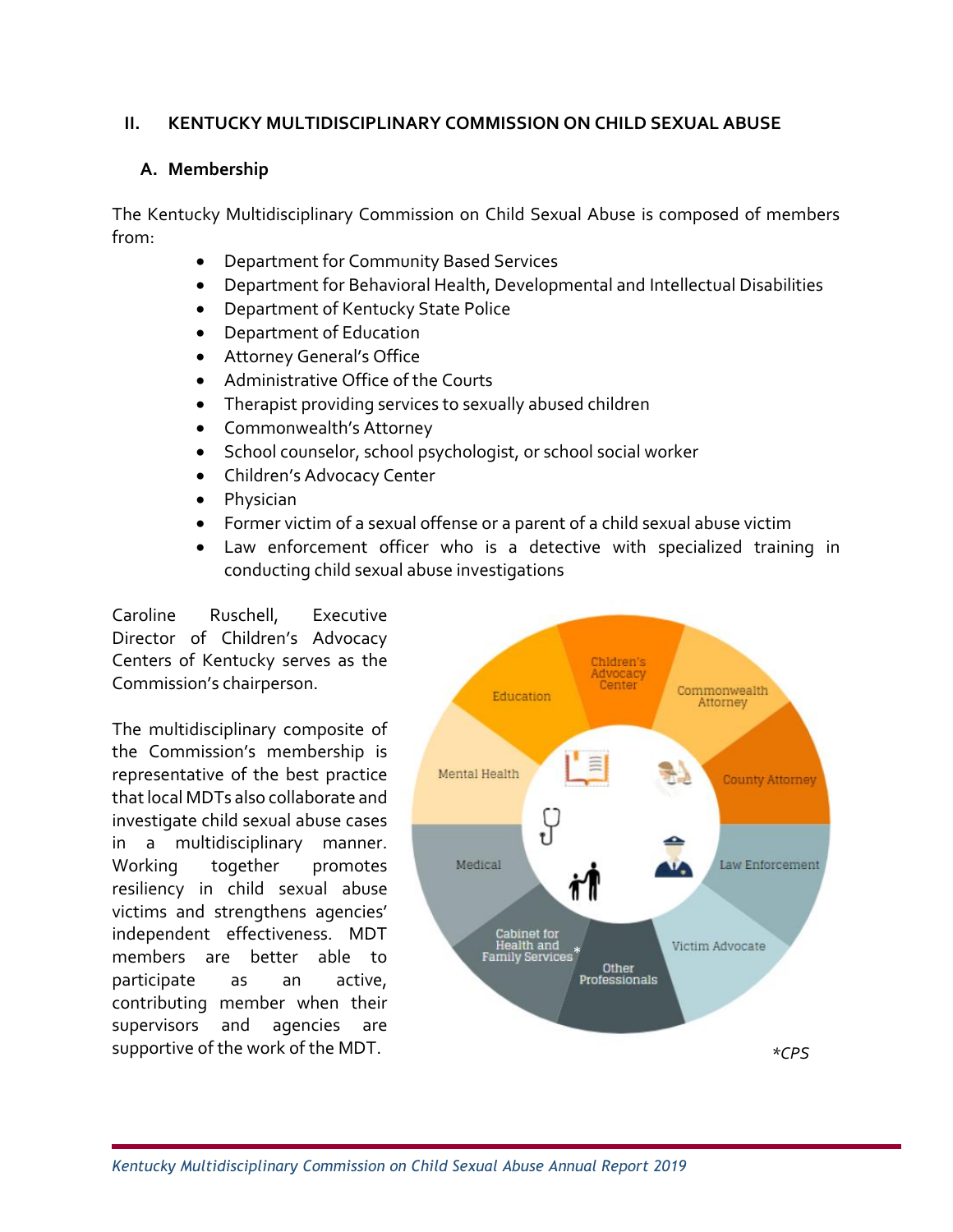## II. KENTUCKY MULTIDISCIPLINARY COMMISSION ON CHILD SEXUAL ABUSE

### A. Membership

The Kentucky Multidisciplinary Commission on Child Sexual Abuse is composed of members from:

- Department for Community Based Services
- Department for Behavioral Health, Developmental and Intellectual Disabilities
- Department of Kentucky State Police
- Department of Education
- Attorney General's Office
- Administrative Office of the Courts
- Therapist providing services to sexually abused children
- Commonwealth's Attorney
- School counselor, school psychologist, or school social worker
- Children's Advocacy Center
- Physician
- Former victim of a sexual offense or a parent of a child sexual abuse victim
- Law enforcement officer who is a detective with specialized training in conducting child sexual abuse investigations

Caroline Ruschell, Executive Director of Children's Advocacy Centers of Kentucky serves as the Commission's chairperson.

The multidisciplinary composite of the Commission's membership is representative of the best practice that local MDTs also collaborate and investigate child sexual abuse cases in a multidisciplinary manner. Working together promotes resiliency in child sexual abuse victims and strengthens agencies' independent effectiveness. MDT members are better able to participate as an active, contributing member when their supervisors and agencies are supportive of the work of the MDT.

Children's Advocacy Center, Commonwealth Attorney, County Attorney, Law Enforcement, Victim Advocate, Other Professionals, Cabinet for Health and Family Services*, Medical, Mental Health, Education

*CPS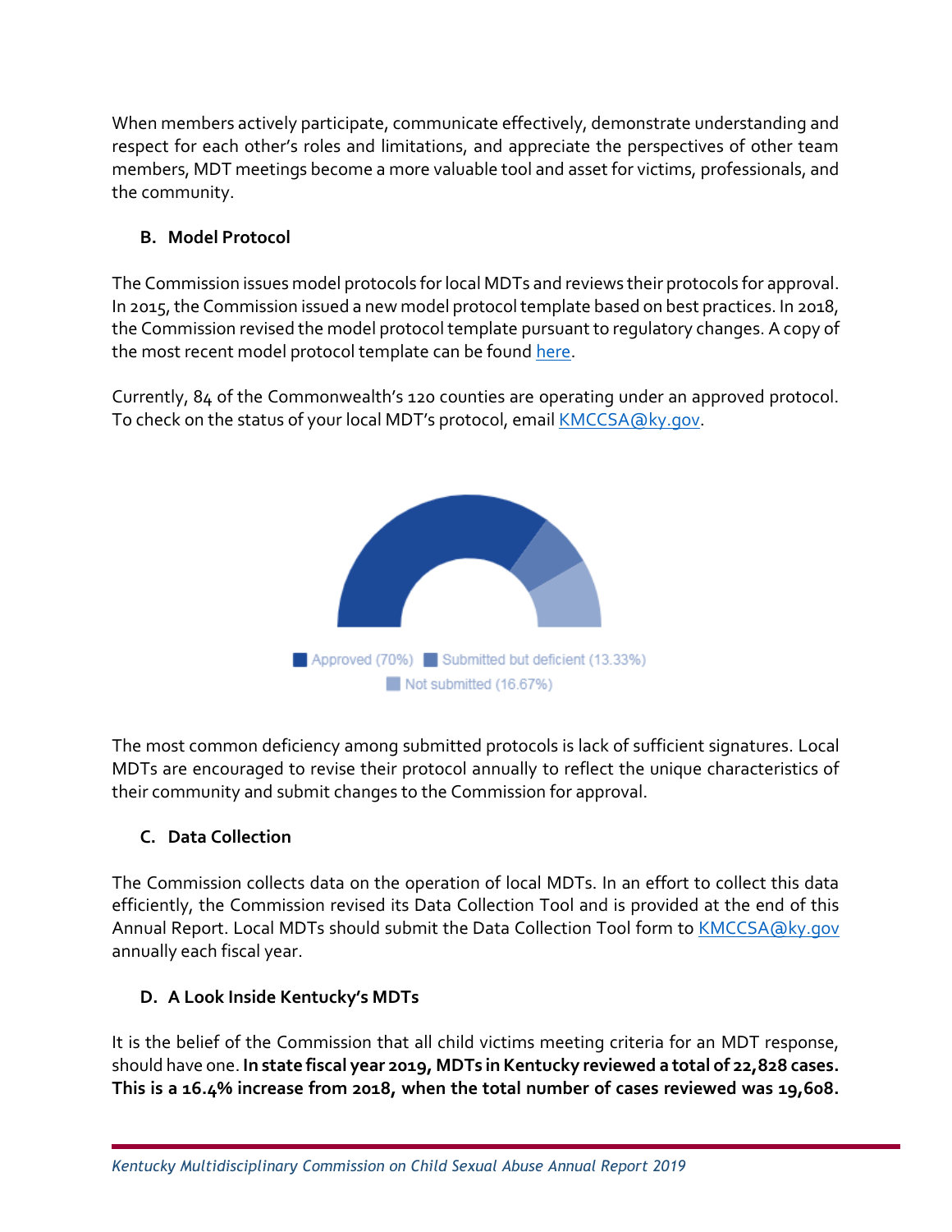When members actively participate, communicate effectively, demonstrate understanding and respect for each other's roles and limitations, and appreciate the perspectives of other team members, MDT meetings become a more valuable tool and asset for victims, professionals, and the community.

### B. Model Protocol

The Commission issues model protocols for local MDTs and reviews their protocols for approval. In 2015, the Commission issued a new model protocol template based on best practices. In 2018, the Commission revised the model protocol template pursuant to regulatory changes. A copy of the most recent model protocol template can be found here.

Currently, 84 of the Commonwealth's 120 counties are operating under an approved protocol. To check on the status of your local MDT's protocol, email KMCCSA@ky.gov.

Approved (70%) Submitted but deficient (13.33%) Not submitted (16.67%)

The most common deficiency among submitted protocols is lack of sufficient signatures. Local MDTs are encouraged to revise their protocol annually to reflect the unique characteristics of their community and submit changes to the Commission for approval.

### C. Data Collection

The Commission collects data on the operation of local MDTs. In an effort to collect this data efficiently, the Commission revised its Data Collection Tool and is provided at the end of this Annual Report. Local MDTs should submit the Data Collection Tool form to KMCCSA@ky.gov annually each fiscal year.

### D. A Look Inside Kentucky's MDTs

It is the belief of the Commission that all child victims meeting criteria for an MDT response, should have one. **In state fiscal year 2019, MDTs in Kentucky reviewed a total of 22,828 cases. This is a 16.4% increase from 2018, when the total number of cases reviewed was 19,608.**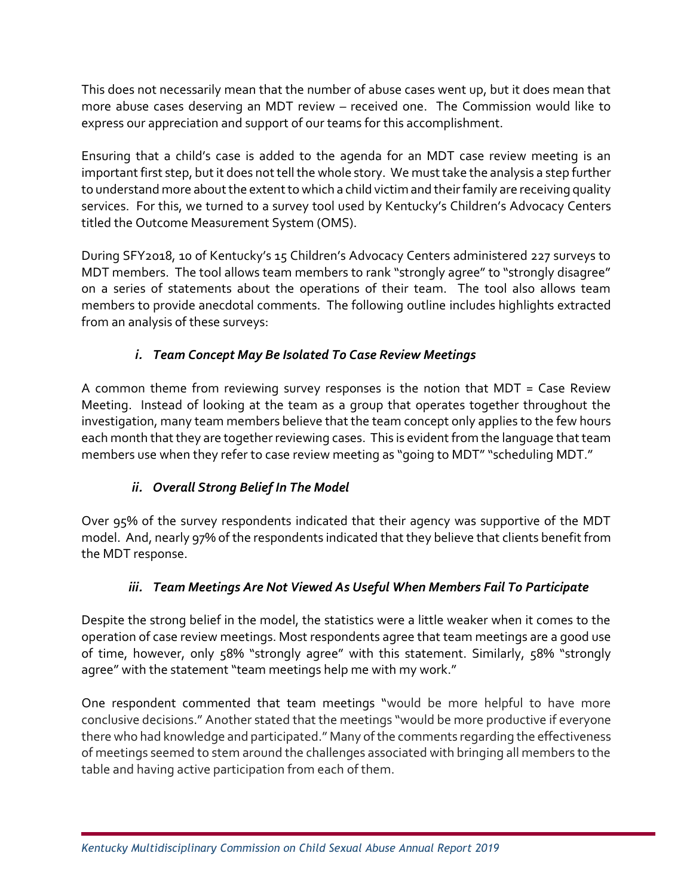This does not necessarily mean that the number of abuse cases went up, but it does mean that more abuse cases deserving an MDT review – received one. The Commission would like to express our appreciation and support of our teams for this accomplishment.

Ensuring that a child's case is added to the agenda for an MDT case review meeting is an important first step, but it does not tell the whole story. We must take the analysis a step further to understand more about the extent to which a child victim and their family are receiving quality services. For this, we turned to a survey tool used by Kentucky's Children's Advocacy Centers titled the Outcome Measurement System (OMS).

During SFY2018, 10 of Kentucky's 15 Children's Advocacy Centers administered 227 surveys to MDT members. The tool allows team members to rank "strongly agree" to "strongly disagree" on a series of statements about the operations of their team. The tool also allows team members to provide anecdotal comments. The following outline includes highlights extracted from an analysis of these surveys:

### *i. Team Concept May Be Isolated To Case Review Meetings*

A common theme from reviewing survey responses is the notion that MDT = Case Review Meeting. Instead of looking at the team as a group that operates together throughout the investigation, many team members believe that the team concept only applies to the few hours each month that they are together reviewing cases. This is evident from the language that team members use when they refer to case review meeting as "going to MDT" "scheduling MDT."

### *ii. Overall Strong Belief In The Model*

Over 95% of the survey respondents indicated that their agency was supportive of the MDT model. And, nearly 97% of the respondents indicated that they believe that clients benefit from the MDT response.

### *iii. Team Meetings Are Not Viewed As Useful When Members Fail To Participate*

Despite the strong belief in the model, the statistics were a little weaker when it comes to the operation of case review meetings. Most respondents agree that team meetings are a good use of time, however, only 58% "strongly agree" with this statement. Similarly, 58% "strongly agree" with the statement "team meetings help me with my work."

One respondent commented that team meetings "would be more helpful to have more conclusive decisions." Another stated that the meetings "would be more productive if everyone there who had knowledge and participated." Many of the comments regarding the effectiveness of meetings seemed to stem around the challenges associated with bringing all members to the table and having active participation from each of them.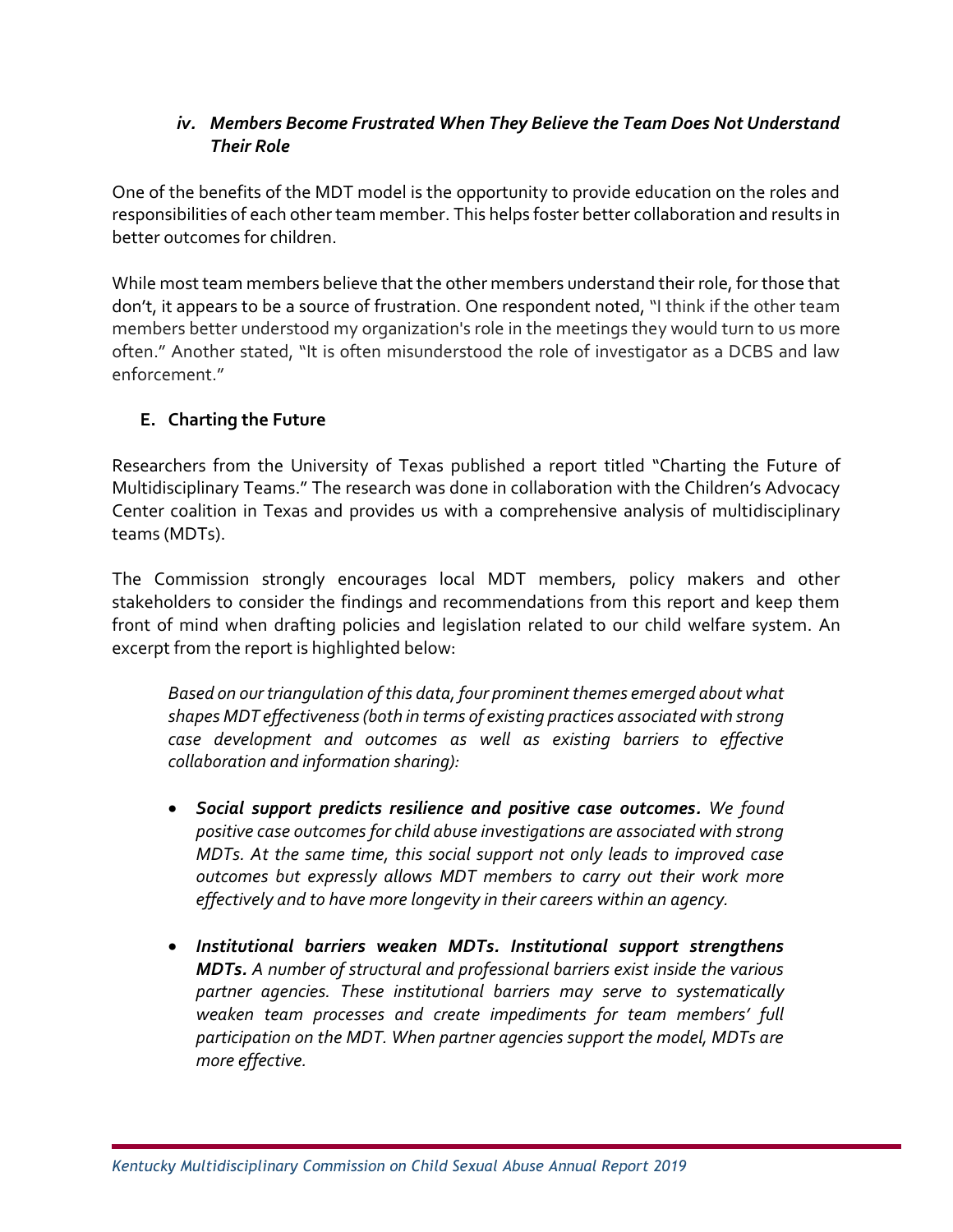#### *iv. Members Become Frustrated When They Believe the Team Does Not Understand Their Role*

One of the benefits of the MDT model is the opportunity to provide education on the roles and responsibilities of each other team member. This helps foster better collaboration and results in better outcomes for children.

While most team members believe that the other members understand their role, for those that don't, it appears to be a source of frustration. One respondent noted, "I think if the other team members better understood my organization's role in the meetings they would turn to us more often." Another stated, "It is often misunderstood the role of investigator as a DCBS and law enforcement."

### E. Charting the Future

Researchers from the University of Texas published a report titled "Charting the Future of Multidisciplinary Teams." The research was done in collaboration with the Children's Advocacy Center coalition in Texas and provides us with a comprehensive analysis of multidisciplinary teams (MDTs).

The Commission strongly encourages local MDT members, policy makers and other stakeholders to consider the findings and recommendations from this report and keep them front of mind when drafting policies and legislation related to our child welfare system. An excerpt from the report is highlighted below:

> *Based on our triangulation of this data, four prominent themes emerged about what shapes MDT effectiveness (both in terms of existing practices associated with strong case development and outcomes as well as existing barriers to effective collaboration and information sharing):*
>
> - ***Social support predicts resilience and positive case outcomes.*** *We found positive case outcomes for child abuse investigations are associated with strong MDTs. At the same time, this social support not only leads to improved case outcomes but expressly allows MDT members to carry out their work more effectively and to have more longevity in their careers within an agency.*
>
> - ***Institutional barriers weaken MDTs. Institutional support strengthens MDTs.*** *A number of structural and professional barriers exist inside the various partner agencies. These institutional barriers may serve to systematically weaken team processes and create impediments for team members' full participation on the MDT. When partner agencies support the model, MDTs are more effective.*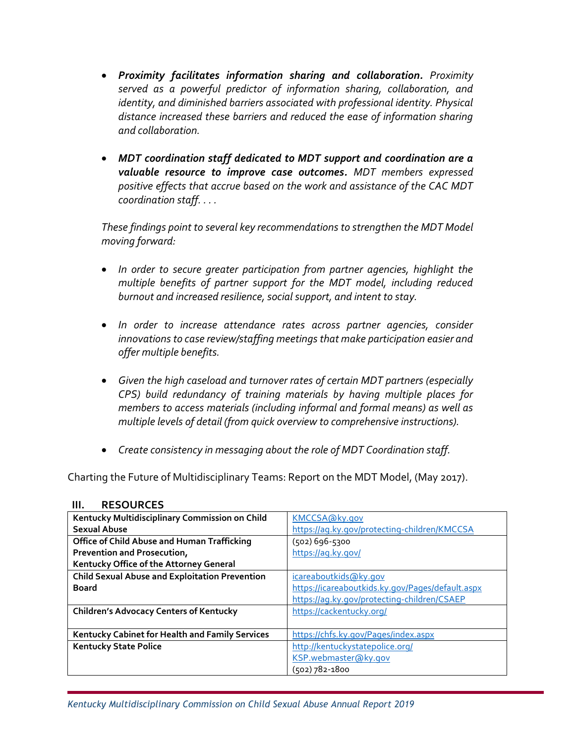- ***Proximity facilitates information sharing and collaboration.*** *Proximity served as a powerful predictor of information sharing, collaboration, and identity, and diminished barriers associated with professional identity. Physical distance increased these barriers and reduced the ease of information sharing and collaboration.*

- ***MDT coordination staff dedicated to MDT support and coordination are a valuable resource to improve case outcomes.*** *MDT members expressed positive effects that accrue based on the work and assistance of the CAC MDT coordination staff. . . .*

*These findings point to several key recommendations to strengthen the MDT Model moving forward:*

- *In order to secure greater participation from partner agencies, highlight the multiple benefits of partner support for the MDT model, including reduced burnout and increased resilience, social support, and intent to stay.*

- *In order to increase attendance rates across partner agencies, consider innovations to case review/staffing meetings that make participation easier and offer multiple benefits.*

- *Given the high caseload and turnover rates of certain MDT partners (especially CPS) build redundancy of training materials by having multiple places for members to access materials (including informal and formal means) as well as multiple levels of detail (from quick overview to comprehensive instructions).*

- *Create consistency in messaging about the role of MDT Coordination staff.*

Charting the Future of Multidisciplinary Teams: Report on the MDT Model, (May 2017).

## III. RESOURCES

| | |
|---|---|
| **Kentucky Multidisciplinary Commission on Child Sexual Abuse** | KMCCSA@ky.gov<br>https://ag.ky.gov/protecting-children/KMCCSA |
| **Office of Child Abuse and Human Trafficking Prevention and Prosecution,**<br>**Kentucky Office of the Attorney General** | (502) 696-5300<br>https://ag.ky.gov/ |
| **Child Sexual Abuse and Exploitation Prevention Board** | icareaboutkids@ky.gov<br>https://icareaboutkids.ky.gov/Pages/default.aspx<br>https://ag.ky.gov/protecting-children/CSAEP |
| **Children's Advocacy Centers of Kentucky** | https://cackentucky.org/ |
| **Kentucky Cabinet for Health and Family Services** | https://chfs.ky.gov/Pages/index.aspx |
| **Kentucky State Police** | http://kentuckystatepolice.org/<br>KSP.webmaster@ky.gov<br>(502) 782-1800 |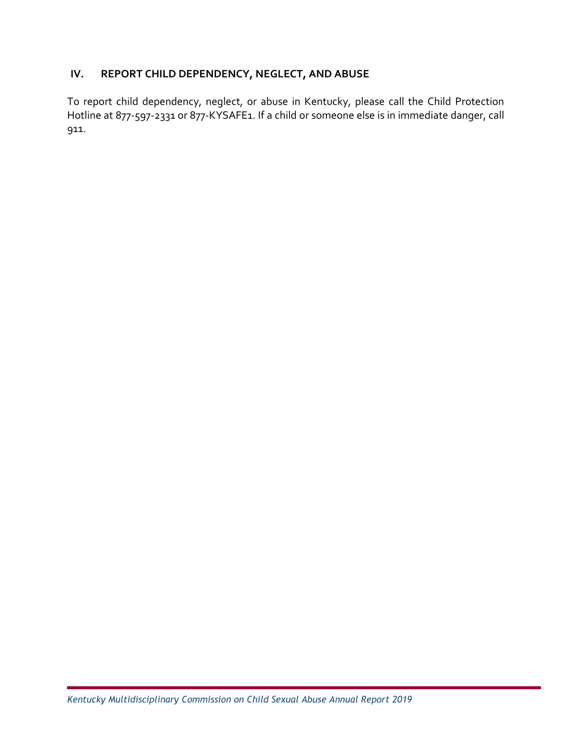## IV. REPORT CHILD DEPENDENCY, NEGLECT, AND ABUSE

To report child dependency, neglect, or abuse in Kentucky, please call the Child Protection Hotline at 877-597-2331 or 877-KYSAFE1. If a child or someone else is in immediate danger, call 911.